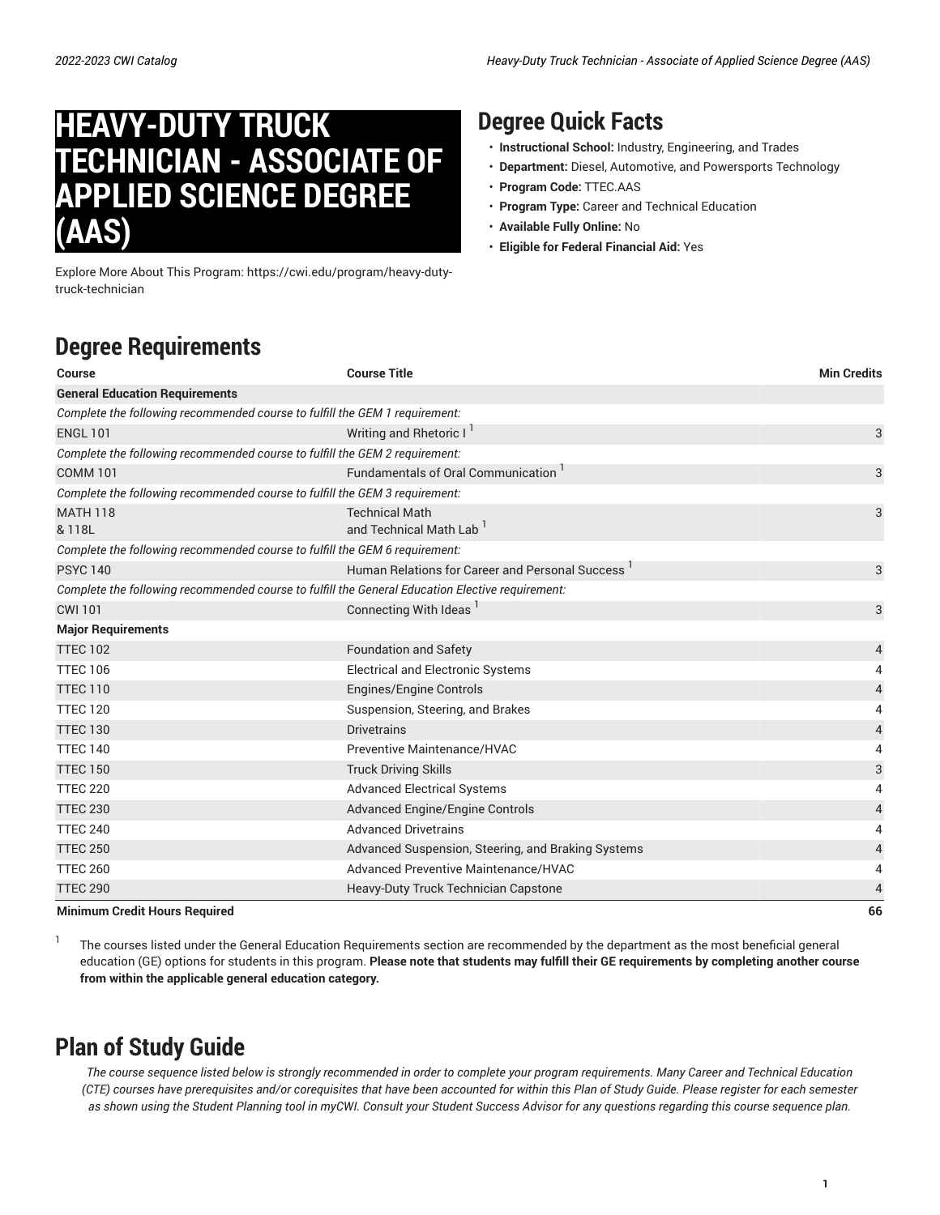# HEAVY-DUTY TRUCK TECHNICIAN - ASSOCIATE OF APPLIED SCIENCE DEGREE (AAS)

Explore More About This Program: https://cwi.edu/program/heavy-duty-truck-technician

## Degree Quick Facts

- **Instructional School:** Industry, Engineering, and Trades
- **Department:** Diesel, Automotive, and Powersports Technology
- **Program Code:** TTEC.AAS
- **Program Type:** Career and Technical Education
- **Available Fully Online:** No
- **Eligible for Federal Financial Aid:** Yes

## Degree Requirements

| Course | Course Title | Min Credits |
|---|---|---|
| **General Education Requirements** | | |
| *Complete the following recommended course to fulfill the GEM 1 requirement:* | | |
| ENGL 101 | Writing and Rhetoric I [1] | 3 |
| *Complete the following recommended course to fulfill the GEM 2 requirement:* | | |
| COMM 101 | Fundamentals of Oral Communication [1] | 3 |
| *Complete the following recommended course to fulfill the GEM 3 requirement:* | | |
| MATH 118 & 118L | Technical Math and Technical Math Lab [1] | 3 |
| *Complete the following recommended course to fulfill the GEM 6 requirement:* | | |
| PSYC 140 | Human Relations for Career and Personal Success [1] | 3 |
| *Complete the following recommended course to fulfill the General Education Elective requirement:* | | |
| CWI 101 | Connecting With Ideas [1] | 3 |
| **Major Requirements** | | |
| TTEC 102 | Foundation and Safety | 4 |
| TTEC 106 | Electrical and Electronic Systems | 4 |
| TTEC 110 | Engines/Engine Controls | 4 |
| TTEC 120 | Suspension, Steering, and Brakes | 4 |
| TTEC 130 | Drivetrains | 4 |
| TTEC 140 | Preventive Maintenance/HVAC | 4 |
| TTEC 150 | Truck Driving Skills | 3 |
| TTEC 220 | Advanced Electrical Systems | 4 |
| TTEC 230 | Advanced Engine/Engine Controls | 4 |
| TTEC 240 | Advanced Drivetrains | 4 |
| TTEC 250 | Advanced Suspension, Steering, and Braking Systems | 4 |
| TTEC 260 | Advanced Preventive Maintenance/HVAC | 4 |
| TTEC 290 | Heavy-Duty Truck Technician Capstone | 4 |
| **Minimum Credit Hours Required** | | **66** |

[1] The courses listed under the General Education Requirements section are recommended by the department as the most beneficial general education (GE) options for students in this program. **Please note that students may fulfill their GE requirements by completing another course from within the applicable general education category.**

## Plan of Study Guide

*The course sequence listed below is strongly recommended in order to complete your program requirements. Many Career and Technical Education (CTE) courses have prerequisites and/or corequisites that have been accounted for within this Plan of Study Guide. Please register for each semester as shown using the Student Planning tool in myCWI. Consult your Student Success Advisor for any questions regarding this course sequence plan.*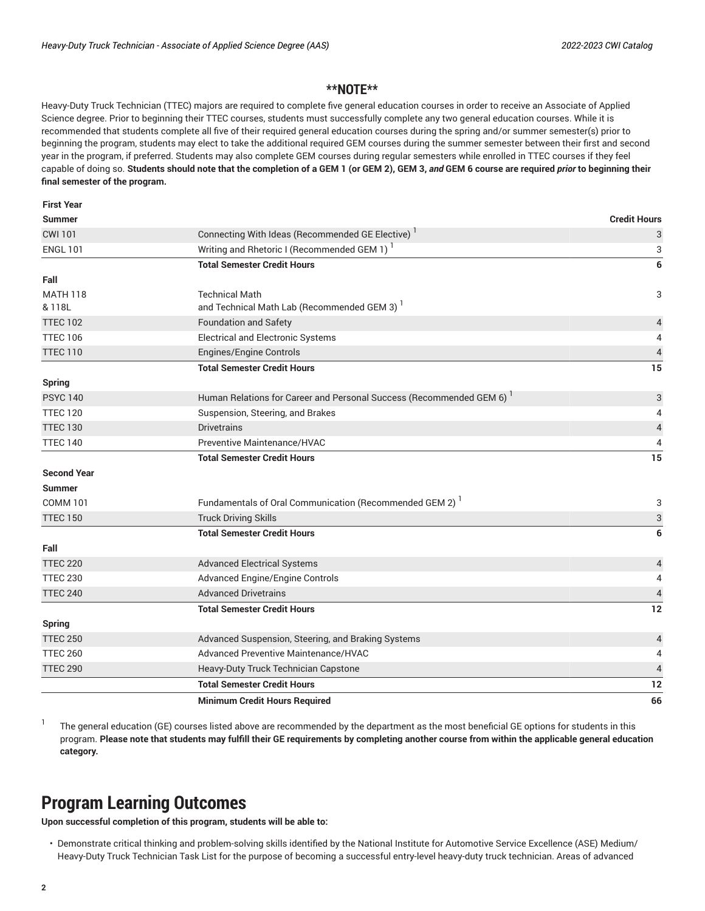**\*\*NOTE\*\***

Heavy-Duty Truck Technician (TTEC) majors are required to complete five general education courses in order to receive an Associate of Applied Science degree. Prior to beginning their TTEC courses, students must successfully complete any two general education courses. While it is recommended that students complete all five of their required general education courses during the spring and/or summer semester(s) prior to beginning the program, students may elect to take the additional required GEM courses during the summer semester between their first and second year in the program, if preferred. Students may also complete GEM courses during regular semesters while enrolled in TTEC courses if they feel capable of doing so. **Students should note that the completion of a GEM 1 (or GEM 2), GEM 3, *and* GEM 6 course are required *prior* to beginning their final semester of the program.**

| First Year | | |
|---|---|---|
| **Summer** | | **Credit Hours** |
| CWI 101 | Connecting With Ideas (Recommended GE Elective) [1] | 3 |
| ENGL 101 | Writing and Rhetoric I (Recommended GEM 1) [1] | 3 |
| | **Total Semester Credit Hours** | **6** |
| **Fall** | | |
| MATH 118 & 118L | Technical Math and Technical Math Lab (Recommended GEM 3) [1] | 3 |
| TTEC 102 | Foundation and Safety | 4 |
| TTEC 106 | Electrical and Electronic Systems | 4 |
| TTEC 110 | Engines/Engine Controls | 4 |
| | **Total Semester Credit Hours** | **15** |
| **Spring** | | |
| PSYC 140 | Human Relations for Career and Personal Success (Recommended GEM 6) [1] | 3 |
| TTEC 120 | Suspension, Steering, and Brakes | 4 |
| TTEC 130 | Drivetrains | 4 |
| TTEC 140 | Preventive Maintenance/HVAC | 4 |
| | **Total Semester Credit Hours** | **15** |
| **Second Year** | | |
| **Summer** | | |
| COMM 101 | Fundamentals of Oral Communication (Recommended GEM 2) [1] | 3 |
| TTEC 150 | Truck Driving Skills | 3 |
| | **Total Semester Credit Hours** | **6** |
| **Fall** | | |
| TTEC 220 | Advanced Electrical Systems | 4 |
| TTEC 230 | Advanced Engine/Engine Controls | 4 |
| TTEC 240 | Advanced Drivetrains | 4 |
| | **Total Semester Credit Hours** | **12** |
| **Spring** | | |
| TTEC 250 | Advanced Suspension, Steering, and Braking Systems | 4 |
| TTEC 260 | Advanced Preventive Maintenance/HVAC | 4 |
| TTEC 290 | Heavy-Duty Truck Technician Capstone | 4 |
| | **Total Semester Credit Hours** | **12** |
| | **Minimum Credit Hours Required** | **66** |

[1] The general education (GE) courses listed above are recommended by the department as the most beneficial GE options for students in this program. **Please note that students may fulfill their GE requirements by completing another course from within the applicable general education category.**

## Program Learning Outcomes

**Upon successful completion of this program, students will be able to:**

- Demonstrate critical thinking and problem-solving skills identified by the National Institute for Automotive Service Excellence (ASE) Medium/Heavy-Duty Truck Technician Task List for the purpose of becoming a successful entry-level heavy-duty truck technician. Areas of advanced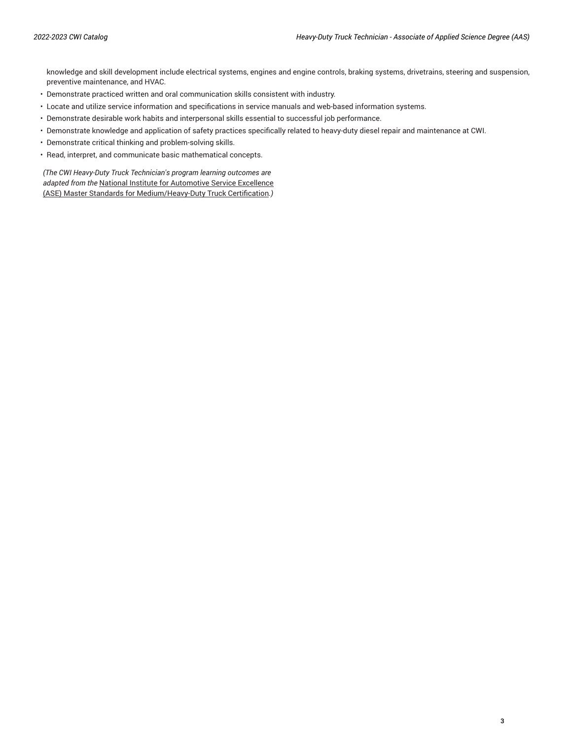knowledge and skill development include electrical systems, engines and engine controls, braking systems, drivetrains, steering and suspension, preventive maintenance, and HVAC.

- Demonstrate practiced written and oral communication skills consistent with industry.
- Locate and utilize service information and specifications in service manuals and web-based information systems.
- Demonstrate desirable work habits and interpersonal skills essential to successful job performance.
- Demonstrate knowledge and application of safety practices specifically related to heavy-duty diesel repair and maintenance at CWI.
- Demonstrate critical thinking and problem-solving skills.
- Read, interpret, and communicate basic mathematical concepts.

*(The CWI Heavy-Duty Truck Technician's program learning outcomes are adapted from the* National Institute for Automotive Service Excellence (ASE) Master Standards for Medium/Heavy-Duty Truck Certification*.)*